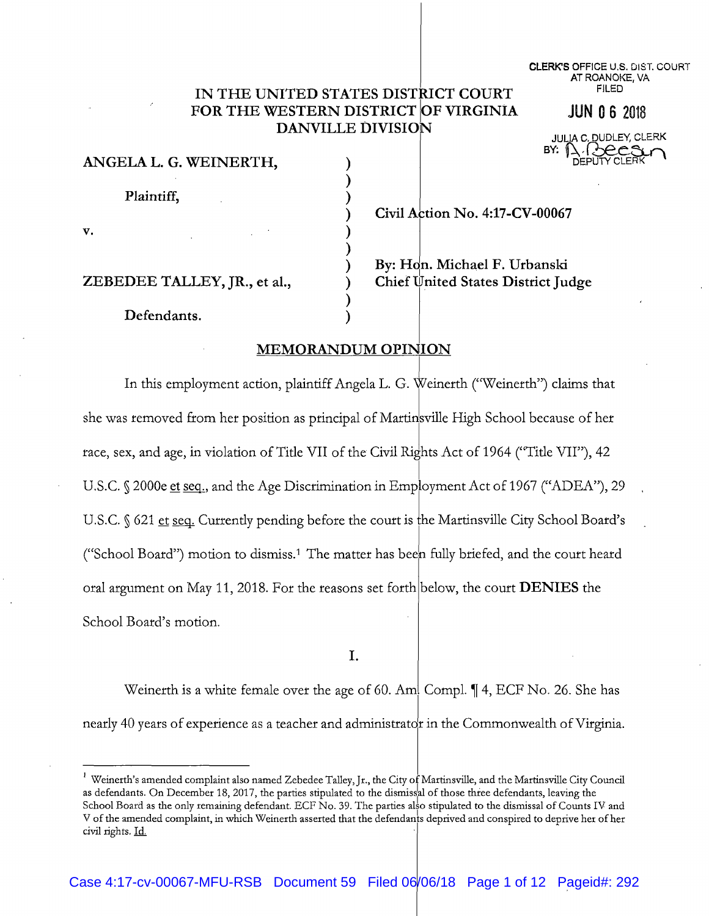CLERK'S OFFICE U.S. DIST. COURT
AT ROANOKE, VA
FILED

JUN 06 2018

JULIA C. DUDLEY, CLERK
BY: A. Beeson
DEPUTY CLERK

IN THE UNITED STATES DISTRICT COURT
FOR THE WESTERN DISTRICT OF VIRGINIA
DANVILLE DIVISION

**ANGELA L. G. WEINERTH,**

**Plaintiff,**

**v.**

**ZEBEDEE TALLEY, JR., et al.,**

**Defendants.**

**Civil Action No. 4:17-CV-00067**

**By: Hon. Michael F. Urbanski**
**Chief United States District Judge**

## MEMORANDUM OPINION

In this employment action, plaintiff Angela L. G. Weinerth ("Weinerth") claims that she was removed from her position as principal of Martinsville High School because of her race, sex, and age, in violation of Title VII of the Civil Rights Act of 1964 ("Title VII"), 42 U.S.C. § 2000e et seq., and the Age Discrimination in Employment Act of 1967 ("ADEA"), 29 U.S.C. § 621 et seq. Currently pending before the court is the Martinsville City School Board's ("School Board") motion to dismiss.[1] The matter has been fully briefed, and the court heard oral argument on May 11, 2018. For the reasons set forth below, the court **DENIES** the School Board's motion.

I.

Weinerth is a white female over the age of 60. Am. Compl. ¶ 4, ECF No. 26. She has nearly 40 years of experience as a teacher and administrator in the Commonwealth of Virginia.

[1] Weinerth's amended complaint also named Zebedee Talley, Jr., the City of Martinsville, and the Martinsville City Council as defendants. On December 18, 2017, the parties stipulated to the dismissal of those three defendants, leaving the School Board as the only remaining defendant. ECF No. 39. The parties also stipulated to the dismissal of Counts IV and V of the amended complaint, in which Weinerth asserted that the defendants deprived and conspired to deprive her of her civil rights. Id.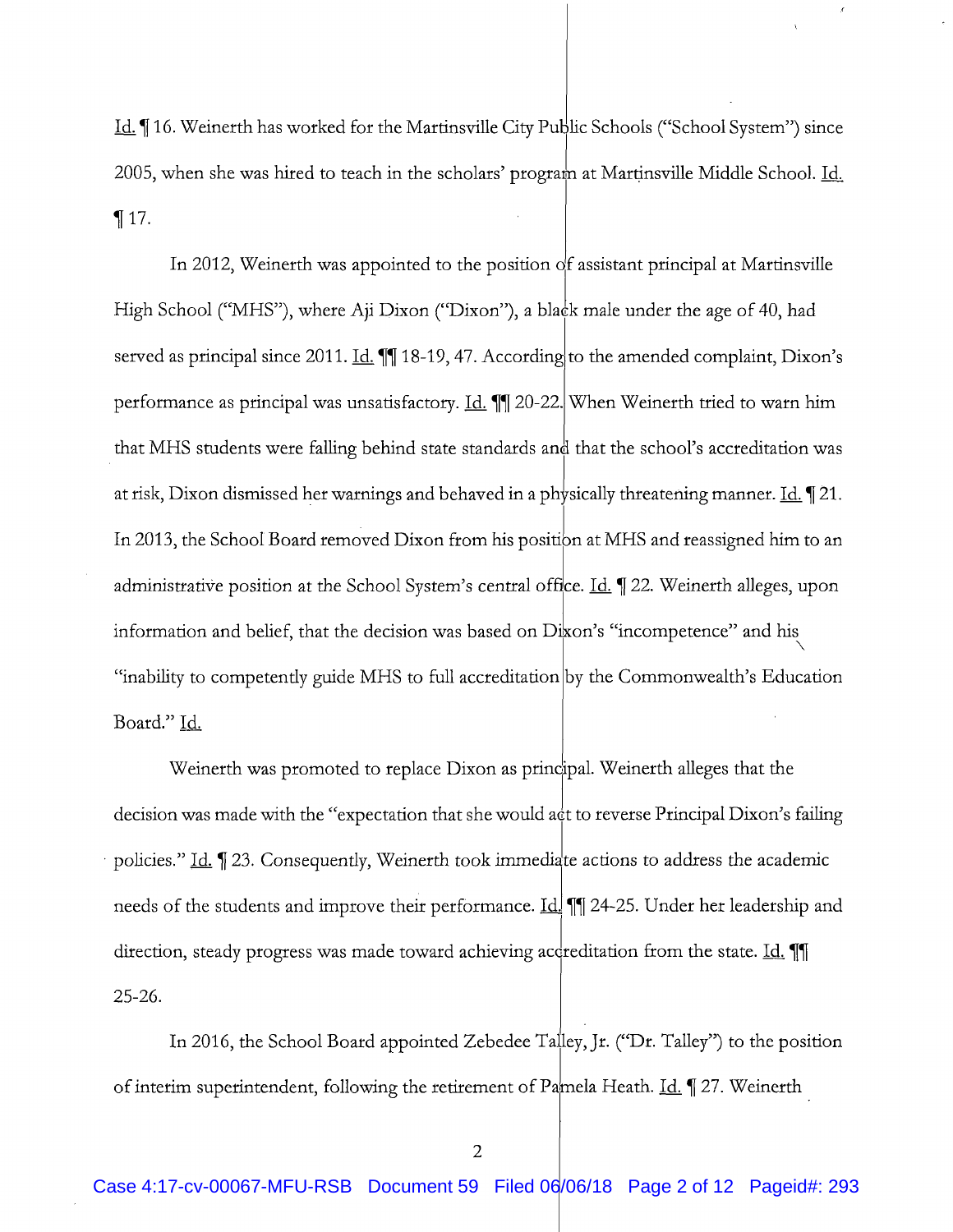Id. ¶ 16. Weinerth has worked for the Martinsville City Public Schools ("School System") since 2005, when she was hired to teach in the scholars' program at Martinsville Middle School. Id. ¶ 17.

In 2012, Weinerth was appointed to the position of assistant principal at Martinsville High School ("MHS"), where Aji Dixon ("Dixon"), a black male under the age of 40, had served as principal since 2011. Id. ¶¶ 18-19, 47. According to the amended complaint, Dixon's performance as principal was unsatisfactory. Id. ¶¶ 20-22. When Weinerth tried to warn him that MHS students were falling behind state standards and that the school's accreditation was at risk, Dixon dismissed her warnings and behaved in a physically threatening manner. Id. ¶ 21. In 2013, the School Board removed Dixon from his position at MHS and reassigned him to an administrative position at the School System's central office. Id. ¶ 22. Weinerth alleges, upon information and belief, that the decision was based on Dixon's "incompetence" and his "inability to competently guide MHS to full accreditation by the Commonwealth's Education Board." Id.

Weinerth was promoted to replace Dixon as principal. Weinerth alleges that the decision was made with the "expectation that she would act to reverse Principal Dixon's failing policies." Id. ¶ 23. Consequently, Weinerth took immediate actions to address the academic needs of the students and improve their performance. Id. ¶¶ 24-25. Under her leadership and direction, steady progress was made toward achieving accreditation from the state. Id. ¶¶ 25-26.

In 2016, the School Board appointed Zebedee Talley, Jr. ("Dr. Talley") to the position of interim superintendent, following the retirement of Pamela Heath. Id. ¶ 27. Weinerth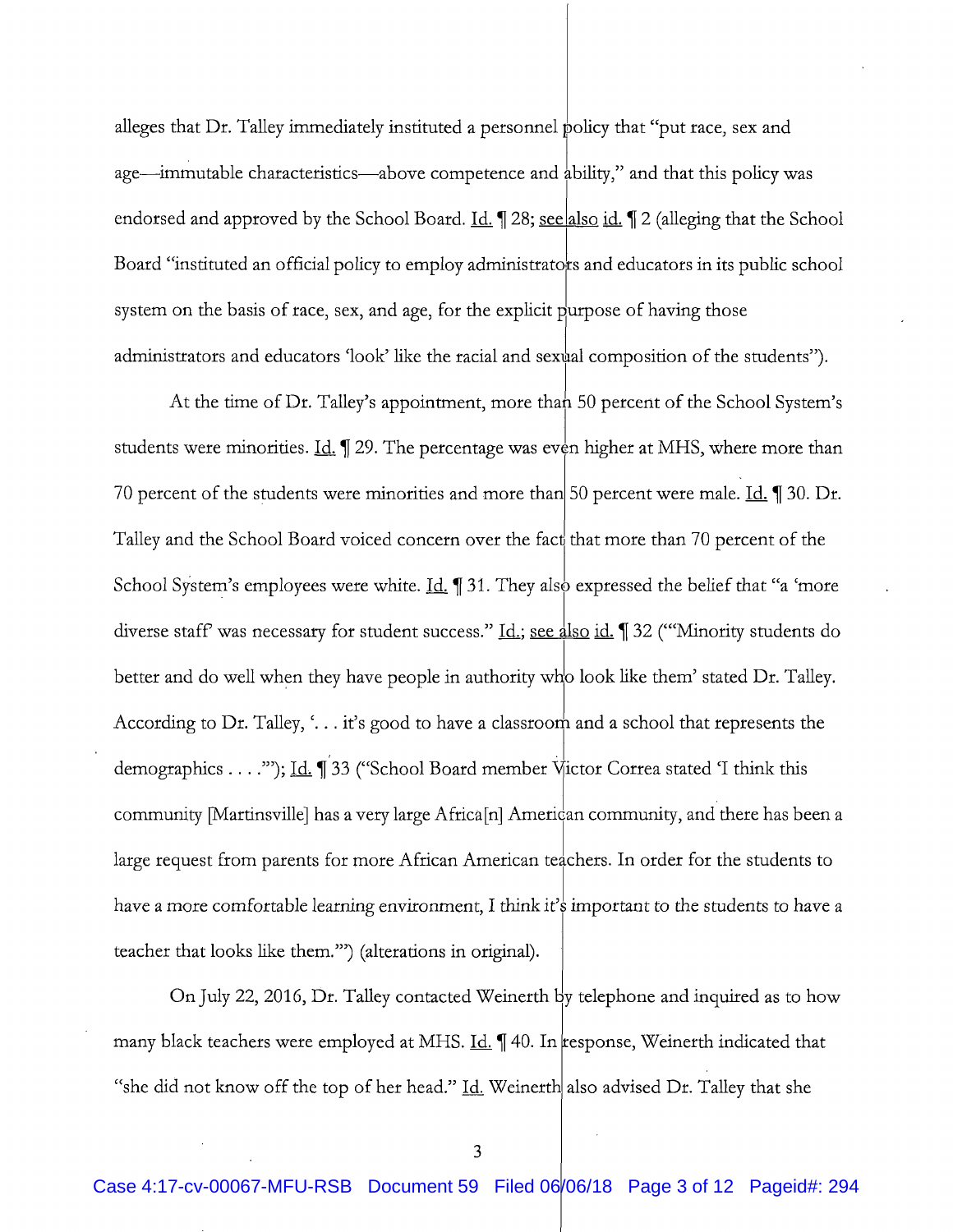alleges that Dr. Talley immediately instituted a personnel policy that "put race, sex and age—immutable characteristics—above competence and ability," and that this policy was endorsed and approved by the School Board. Id. ¶ 28; see also id. ¶ 2 (alleging that the School Board "instituted an official policy to employ administrators and educators in its public school system on the basis of race, sex, and age, for the explicit purpose of having those administrators and educators 'look' like the racial and sexual composition of the students").

At the time of Dr. Talley's appointment, more than 50 percent of the School System's students were minorities. Id. ¶ 29. The percentage was even higher at MHS, where more than 70 percent of the students were minorities and more than 50 percent were male. Id. ¶ 30. Dr. Talley and the School Board voiced concern over the fact that more than 70 percent of the School System's employees were white. Id. ¶ 31. They also expressed the belief that "a 'more diverse staff' was necessary for student success." Id.; see also id. ¶ 32 ("'Minority students do better and do well when they have people in authority who look like them' stated Dr. Talley. According to Dr. Talley, '. . . it's good to have a classroom and a school that represents the demographics . . . .'"); Id. ¶ 33 ("School Board member Victor Correa stated 'I think this community [Martinsville] has a very large Africa[n] American community, and there has been a large request from parents for more African American teachers. In order for the students to have a more comfortable learning environment, I think it's important to the students to have a teacher that looks like them.'") (alterations in original).

On July 22, 2016, Dr. Talley contacted Weinerth by telephone and inquired as to how many black teachers were employed at MHS. Id. ¶ 40. In response, Weinerth indicated that "she did not know off the top of her head." Id. Weinerth also advised Dr. Talley that she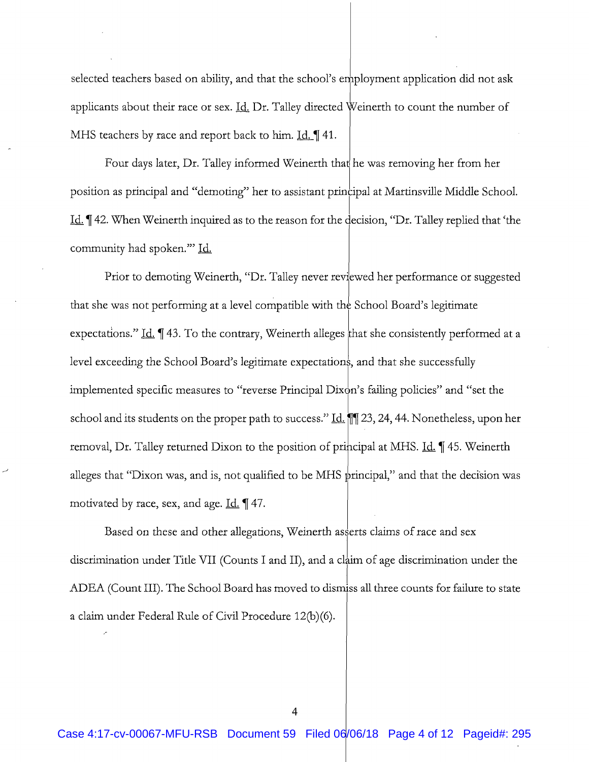selected teachers based on ability, and that the school's employment application did not ask applicants about their race or sex. Id. Dr. Talley directed Weinerth to count the number of MHS teachers by race and report back to him. Id. ¶ 41.

Four days later, Dr. Talley informed Weinerth that he was removing her from her position as principal and "demoting" her to assistant principal at Martinsville Middle School. Id. ¶ 42. When Weinerth inquired as to the reason for the decision, "Dr. Talley replied that 'the community had spoken.'" Id.

Prior to demoting Weinerth, "Dr. Talley never reviewed her performance or suggested that she was not performing at a level compatible with the School Board's legitimate expectations." Id. ¶ 43. To the contrary, Weinerth alleges that she consistently performed at a level exceeding the School Board's legitimate expectations, and that she successfully implemented specific measures to "reverse Principal Dixon's failing policies" and "set the school and its students on the proper path to success." Id. ¶¶ 23, 24, 44. Nonetheless, upon her removal, Dr. Talley returned Dixon to the position of principal at MHS. Id. ¶ 45. Weinerth alleges that "Dixon was, and is, not qualified to be MHS principal," and that the decision was motivated by race, sex, and age. Id. ¶ 47.

Based on these and other allegations, Weinerth asserts claims of race and sex discrimination under Title VII (Counts I and II), and a claim of age discrimination under the ADEA (Count III). The School Board has moved to dismiss all three counts for failure to state a claim under Federal Rule of Civil Procedure 12(b)(6).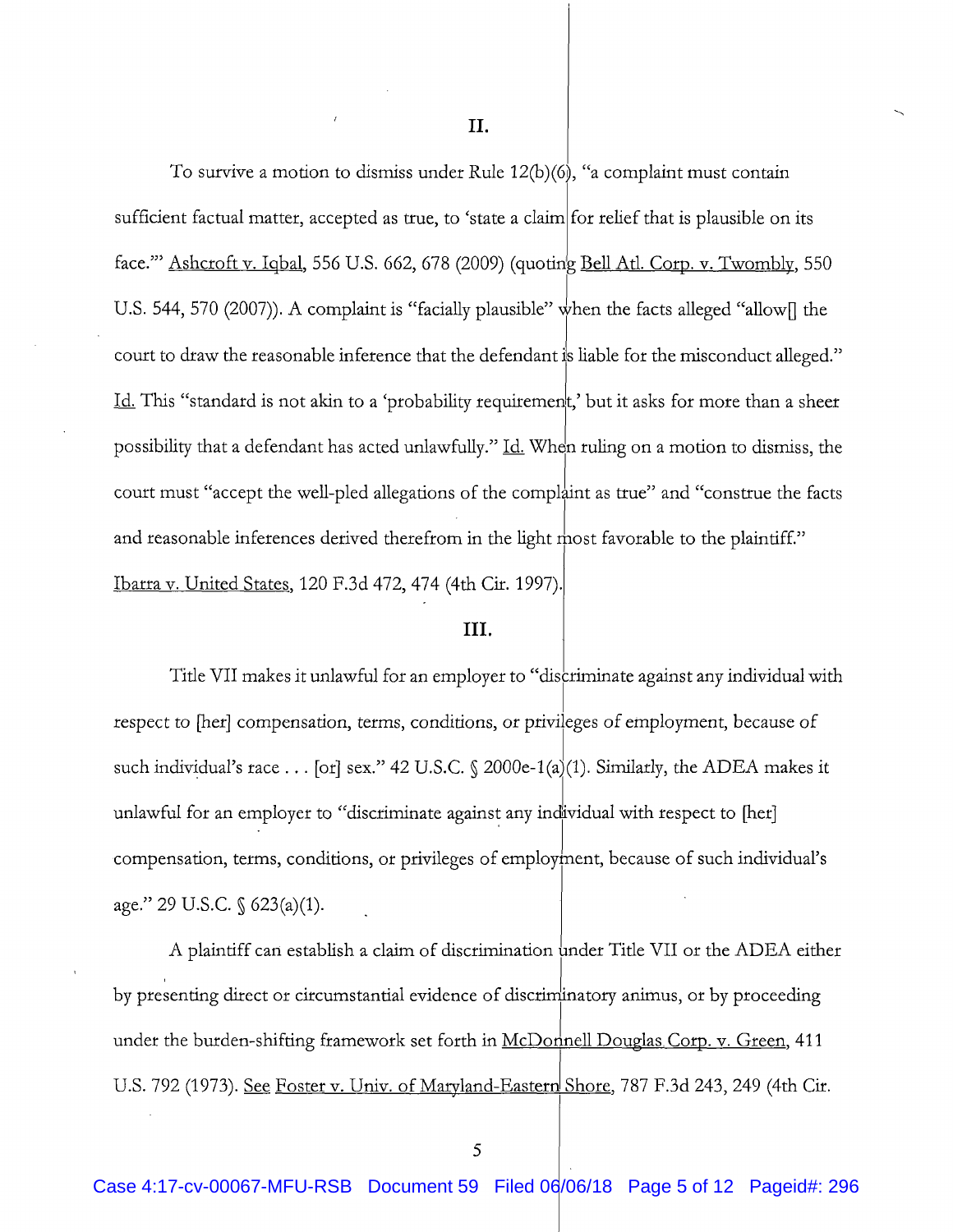## II.

To survive a motion to dismiss under Rule 12(b)(6), "a complaint must contain sufficient factual matter, accepted as true, to 'state a claim for relief that is plausible on its face.'" Ashcroft v. Iqbal, 556 U.S. 662, 678 (2009) (quoting Bell Atl. Corp. v. Twombly, 550 U.S. 544, 570 (2007)). A complaint is "facially plausible" when the facts alleged "allow[] the court to draw the reasonable inference that the defendant is liable for the misconduct alleged." Id. This "standard is not akin to a 'probability requirement,' but it asks for more than a sheer possibility that a defendant has acted unlawfully." Id. When ruling on a motion to dismiss, the court must "accept the well-pled allegations of the complaint as true" and "construe the facts and reasonable inferences derived therefrom in the light most favorable to the plaintiff." Ibarra v. United States, 120 F.3d 472, 474 (4th Cir. 1997).

## III.

Title VII makes it unlawful for an employer to "discriminate against any individual with respect to [her] compensation, terms, conditions, or privileges of employment, because of such individual's race . . . [or] sex." 42 U.S.C. § 2000e-1(a)(1). Similarly, the ADEA makes it unlawful for an employer to "discriminate against any individual with respect to [her] compensation, terms, conditions, or privileges of employment, because of such individual's age." 29 U.S.C. § 623(a)(1).

A plaintiff can establish a claim of discrimination under Title VII or the ADEA either by presenting direct or circumstantial evidence of discriminatory animus, or by proceeding under the burden-shifting framework set forth in McDonnell Douglas Corp. v. Green, 411 U.S. 792 (1973). See Foster v. Univ. of Maryland-Eastern Shore, 787 F.3d 243, 249 (4th Cir.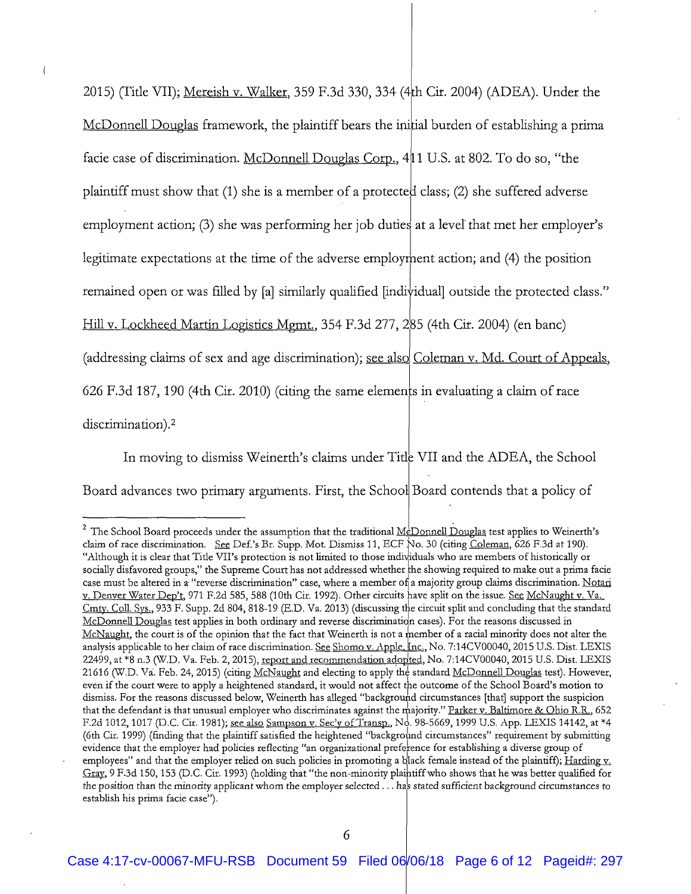2015) (Title VII); Mereish v. Walker, 359 F.3d 330, 334 (4th Cir. 2004) (ADEA). Under the McDonnell Douglas framework, the plaintiff bears the initial burden of establishing a prima facie case of discrimination. McDonnell Douglas Corp., 411 U.S. at 802. To do so, "the plaintiff must show that (1) she is a member of a protected class; (2) she suffered adverse employment action; (3) she was performing her job duties at a level that met her employer's legitimate expectations at the time of the adverse employment action; and (4) the position remained open or was filled by [a] similarly qualified [individual] outside the protected class." Hill v. Lockheed Martin Logistics Mgmt., 354 F.3d 277, 285 (4th Cir. 2004) (en banc) (addressing claims of sex and age discrimination); see also Coleman v. Md. Court of Appeals, 626 F.3d 187, 190 (4th Cir. 2010) (citing the same elements in evaluating a claim of race discrimination).[2]

In moving to dismiss Weinerth's claims under Title VII and the ADEA, the School Board advances two primary arguments. First, the School Board contends that a policy of

---

[2] The School Board proceeds under the assumption that the traditional McDonnell Douglas test applies to Weinerth's claim of race discrimination. See Def.'s Br. Supp. Mot. Dismiss 11, ECF No. 30 (citing Coleman, 626 F.3d at 190). "Although it is clear that Title VII's protection is not limited to those individuals who are members of historically or socially disfavored groups," the Supreme Court has not addressed whether the showing required to make out a prima facie case must be altered in a "reverse discrimination" case, where a member of a majority group claims discrimination. Notari v. Denver Water Dep't, 971 F.2d 585, 588 (10th Cir. 1992). Other circuits have split on the issue. See McNaught v. Va. Cmty. Coll. Sys., 933 F. Supp. 2d 804, 818-19 (E.D. Va. 2013) (discussing the circuit split and concluding that the standard McDonnell Douglas test applies in both ordinary and reverse discrimination cases). For the reasons discussed in McNaught, the court is of the opinion that the fact that Weinerth is not a member of a racial minority does not alter the analysis applicable to her claim of race discrimination. See Shomo v. Apple, Inc., No. 7:14CV00040, 2015 U.S. Dist. LEXIS 22499, at *8 n.3 (W.D. Va. Feb. 2, 2015), report and recommendation adopted, No. 7:14CV00040, 2015 U.S. Dist. LEXIS 21616 (W.D. Va. Feb. 24, 2015) (citing McNaught and electing to apply the standard McDonnell Douglas test). However, even if the court were to apply a heightened standard, it would not affect the outcome of the School Board's motion to dismiss. For the reasons discussed below, Weinerth has alleged "background circumstances [that] support the suspicion that the defendant is that unusual employer who discriminates against the majority." Parker v. Baltimore & Ohio R.R., 652 F.2d 1012, 1017 (D.C. Cir. 1981); see also Sampson v. Sec'y of Transp., No. 98-5669, 1999 U.S. App. LEXIS 14142, at *4 (6th Cir. 1999) (finding that the plaintiff satisfied the heightened "background circumstances" requirement by submitting evidence that the employer had policies reflecting "an organizational preference for establishing a diverse group of employees" and that the employer relied on such policies in promoting a black female instead of the plaintiff); Harding v. Gray, 9 F.3d 150, 153 (D.C. Cir. 1993) (holding that "the non-minority plaintiff who shows that he was better qualified for the position than the minority applicant whom the employer selected . . . has stated sufficient background circumstances to establish his prima facie case").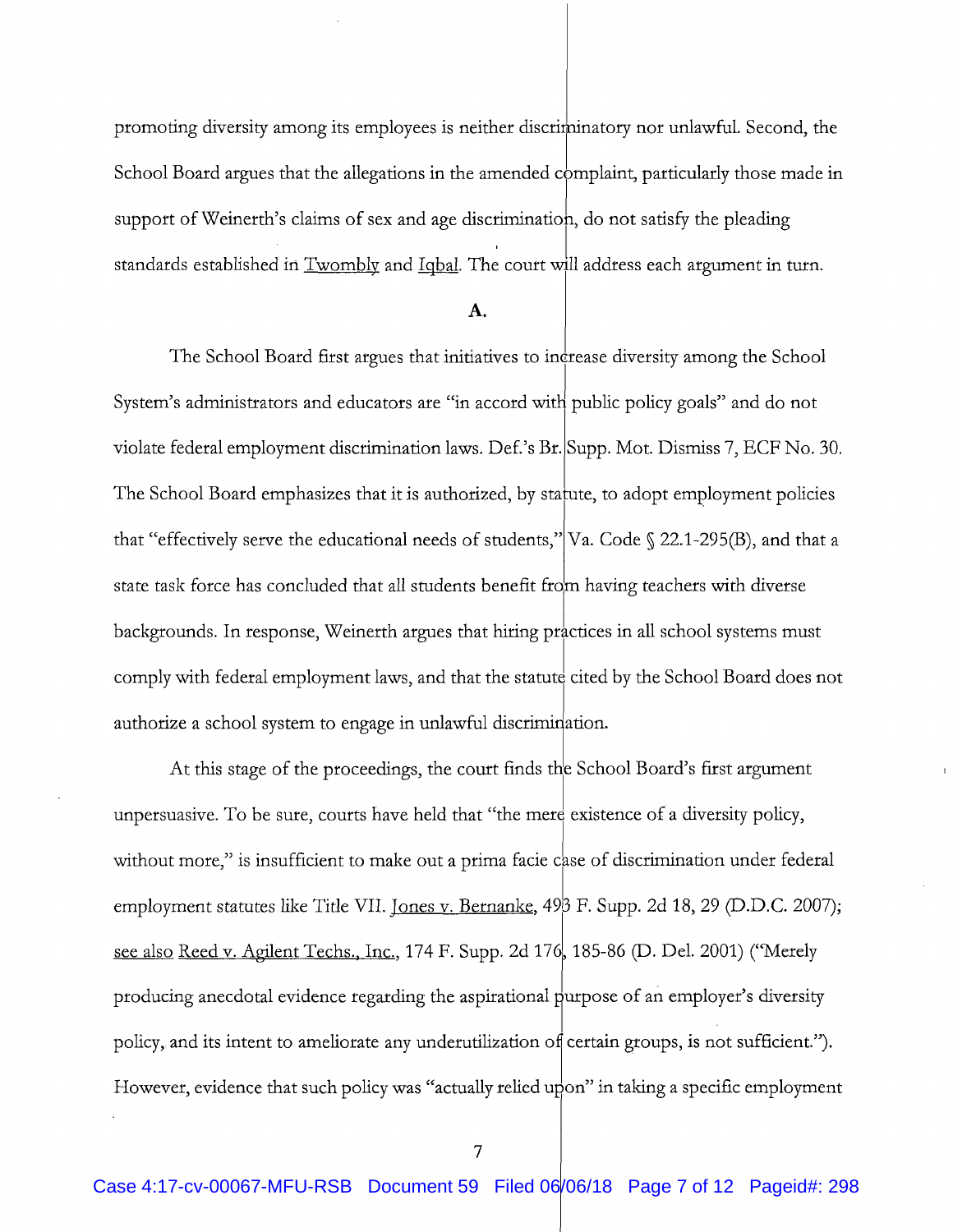promoting diversity among its employees is neither discriminatory nor unlawful. Second, the School Board argues that the allegations in the amended complaint, particularly those made in support of Weinerth's claims of sex and age discrimination, do not satisfy the pleading standards established in Twombly and Iqbal. The court will address each argument in turn.

## A.

The School Board first argues that initiatives to increase diversity among the School System's administrators and educators are "in accord with public policy goals" and do not violate federal employment discrimination laws. Def.'s Br. Supp. Mot. Dismiss 7, ECF No. 30. The School Board emphasizes that it is authorized, by statute, to adopt employment policies that "effectively serve the educational needs of students," Va. Code § 22.1-295(B), and that a state task force has concluded that all students benefit from having teachers with diverse backgrounds. In response, Weinerth argues that hiring practices in all school systems must comply with federal employment laws, and that the statute cited by the School Board does not authorize a school system to engage in unlawful discrimination.

At this stage of the proceedings, the court finds the School Board's first argument unpersuasive. To be sure, courts have held that "the mere existence of a diversity policy, without more," is insufficient to make out a prima facie case of discrimination under federal employment statutes like Title VII. Jones v. Bernanke, 493 F. Supp. 2d 18, 29 (D.D.C. 2007); see also Reed v. Agilent Techs., Inc., 174 F. Supp. 2d 176, 185-86 (D. Del. 2001) ("Merely producing anecdotal evidence regarding the aspirational purpose of an employer's diversity policy, and its intent to ameliorate any underutilization of certain groups, is not sufficient."). However, evidence that such policy was "actually relied upon" in taking a specific employment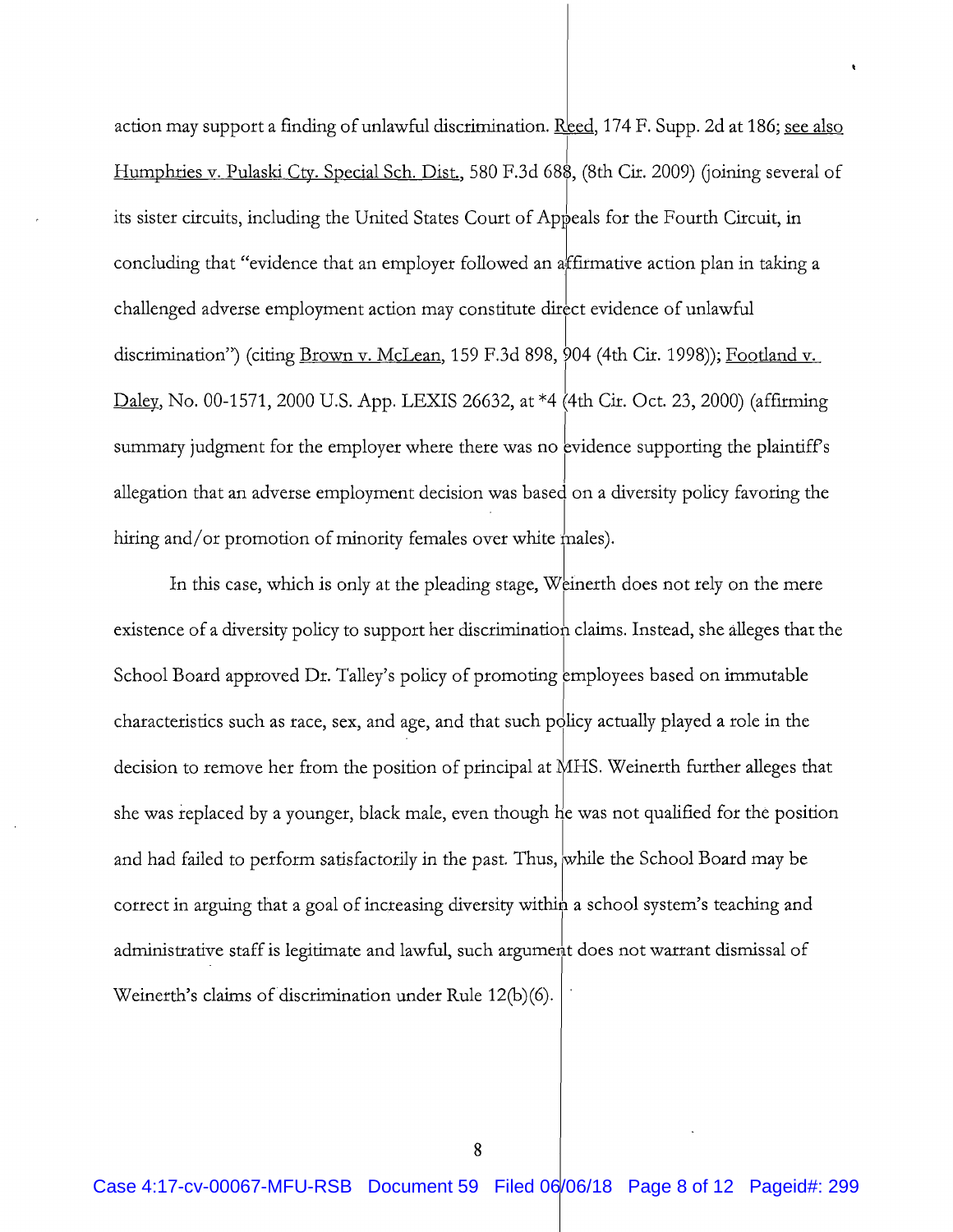action may support a finding of unlawful discrimination. Reed, 174 F. Supp. 2d at 186; see also Humphries v. Pulaski Cty. Special Sch. Dist., 580 F.3d 688, (8th Cir. 2009) (joining several of its sister circuits, including the United States Court of Appeals for the Fourth Circuit, in concluding that "evidence that an employer followed an affirmative action plan in taking a challenged adverse employment action may constitute direct evidence of unlawful discrimination") (citing Brown v. McLean, 159 F.3d 898, 904 (4th Cir. 1998)); Footland v. Daley, No. 00-1571, 2000 U.S. App. LEXIS 26632, at *4 (4th Cir. Oct. 23, 2000) (affirming summary judgment for the employer where there was no evidence supporting the plaintiff's allegation that an adverse employment decision was based on a diversity policy favoring the hiring and/or promotion of minority females over white males).

In this case, which is only at the pleading stage, Weinerth does not rely on the mere existence of a diversity policy to support her discrimination claims. Instead, she alleges that the School Board approved Dr. Talley's policy of promoting employees based on immutable characteristics such as race, sex, and age, and that such policy actually played a role in the decision to remove her from the position of principal at MHS. Weinerth further alleges that she was replaced by a younger, black male, even though he was not qualified for the position and had failed to perform satisfactorily in the past. Thus, while the School Board may be correct in arguing that a goal of increasing diversity within a school system's teaching and administrative staff is legitimate and lawful, such argument does not warrant dismissal of Weinerth's claims of discrimination under Rule 12(b)(6).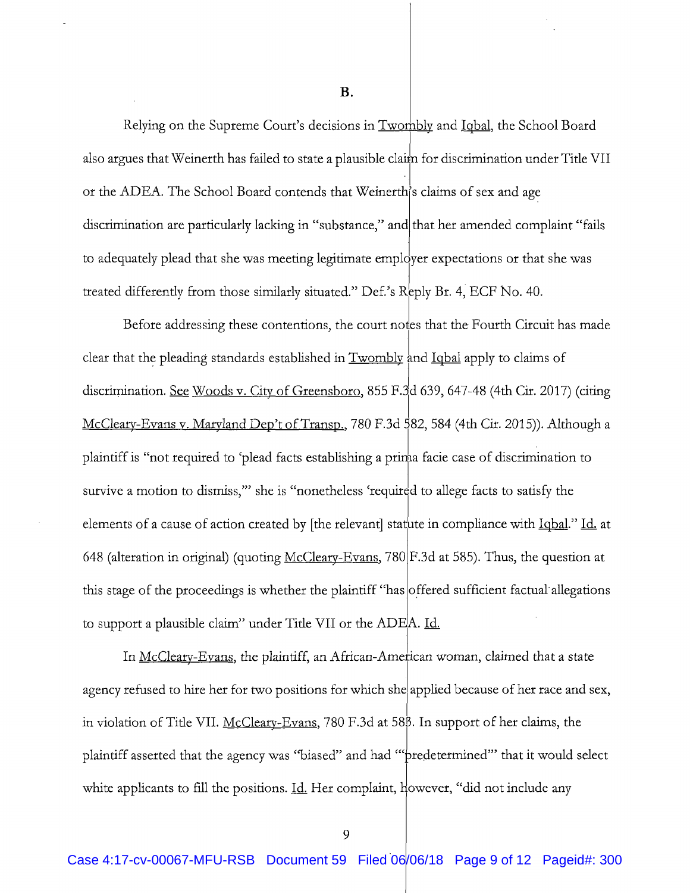**B.**

Relying on the Supreme Court's decisions in Twombly and Iqbal, the School Board also argues that Weinerth has failed to state a plausible claim for discrimination under Title VII or the ADEA. The School Board contends that Weinerth's claims of sex and age discrimination are particularly lacking in "substance," and that her amended complaint "fails to adequately plead that she was meeting legitimate employer expectations or that she was treated differently from those similarly situated." Def.'s Reply Br. 4, ECF No. 40.

Before addressing these contentions, the court notes that the Fourth Circuit has made clear that the pleading standards established in Twombly and Iqbal apply to claims of discrimination. See Woods v. City of Greensboro, 855 F.3d 639, 647-48 (4th Cir. 2017) (citing McCleary-Evans v. Maryland Dep't of Transp., 780 F.3d 582, 584 (4th Cir. 2015)). Although a plaintiff is "not required to 'plead facts establishing a prima facie case of discrimination to survive a motion to dismiss,'" she is "nonetheless 'required to allege facts to satisfy the elements of a cause of action created by [the relevant] statute in compliance with Iqbal." Id. at 648 (alteration in original) (quoting McCleary-Evans, 780 F.3d at 585). Thus, the question at this stage of the proceedings is whether the plaintiff "has offered sufficient factual allegations to support a plausible claim" under Title VII or the ADEA. Id.

In McCleary-Evans, the plaintiff, an African-American woman, claimed that a state agency refused to hire her for two positions for which she applied because of her race and sex, in violation of Title VII. McCleary-Evans, 780 F.3d at 583. In support of her claims, the plaintiff asserted that the agency was "biased" and had "'predetermined'" that it would select white applicants to fill the positions. Id. Her complaint, however, "did not include any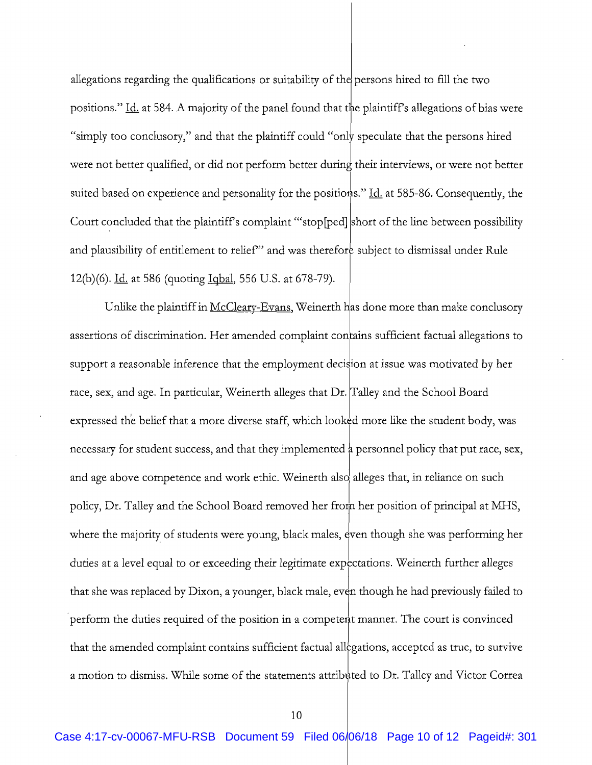allegations regarding the qualifications or suitability of the persons hired to fill the two positions." Id. at 584. A majority of the panel found that the plaintiff's allegations of bias were "simply too conclusory," and that the plaintiff could "only speculate that the persons hired were not better qualified, or did not perform better during their interviews, or were not better suited based on experience and personality for the positions." Id. at 585-86. Consequently, the Court concluded that the plaintiff's complaint "'stop[ped] short of the line between possibility and plausibility of entitlement to relief'" and was therefore subject to dismissal under Rule 12(b)(6). Id. at 586 (quoting Iqbal, 556 U.S. at 678-79).

Unlike the plaintiff in McCleary-Evans, Weinerth has done more than make conclusory assertions of discrimination. Her amended complaint contains sufficient factual allegations to support a reasonable inference that the employment decision at issue was motivated by her race, sex, and age. In particular, Weinerth alleges that Dr. Talley and the School Board expressed the belief that a more diverse staff, which looked more like the student body, was necessary for student success, and that they implemented a personnel policy that put race, sex, and age above competence and work ethic. Weinerth also alleges that, in reliance on such policy, Dr. Talley and the School Board removed her from her position of principal at MHS, where the majority of students were young, black males, even though she was performing her duties at a level equal to or exceeding their legitimate expectations. Weinerth further alleges that she was replaced by Dixon, a younger, black male, even though he had previously failed to perform the duties required of the position in a competent manner. The court is convinced that the amended complaint contains sufficient factual allegations, accepted as true, to survive a motion to dismiss. While some of the statements attributed to Dr. Talley and Victor Correa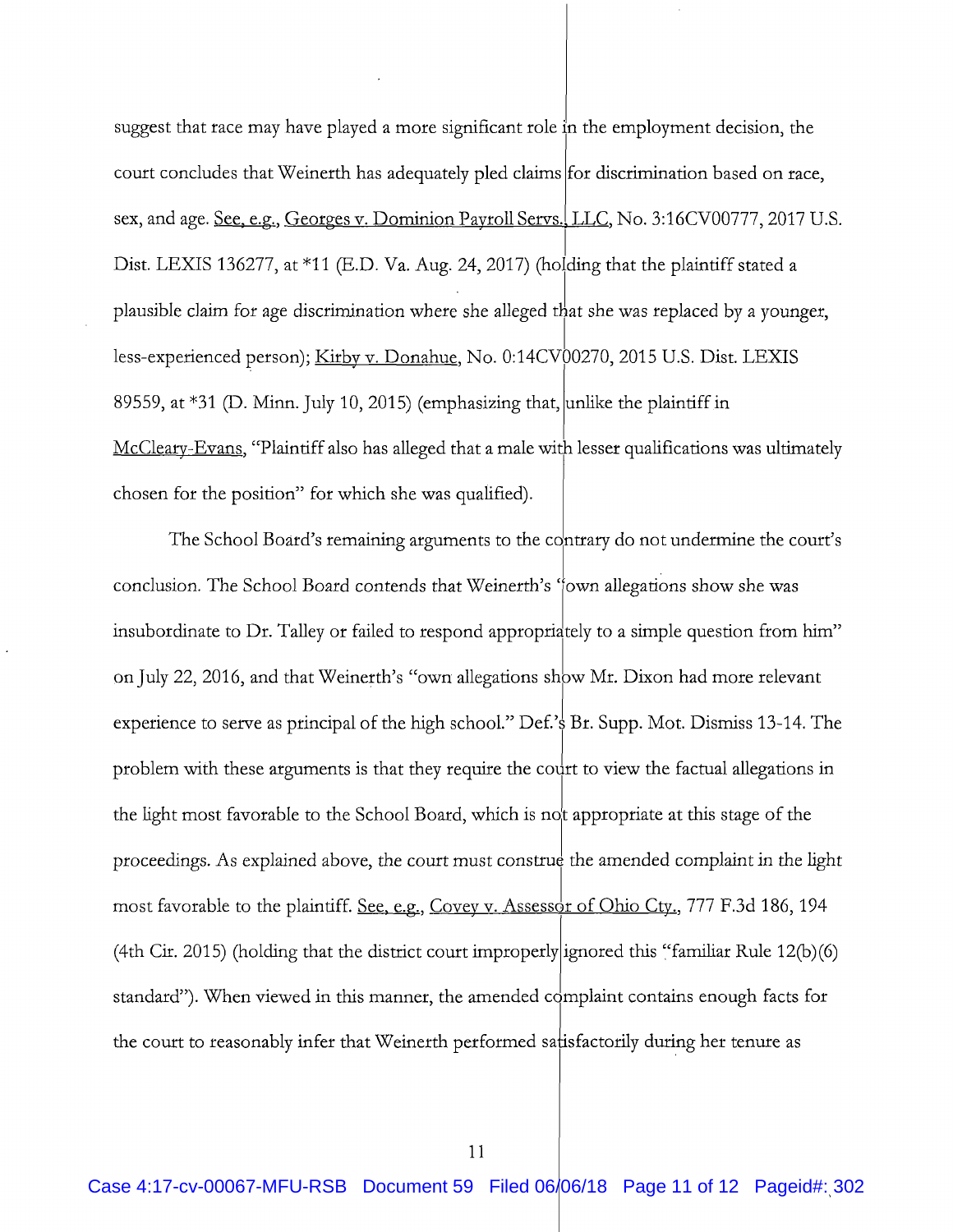suggest that race may have played a more significant role in the employment decision, the court concludes that Weinerth has adequately pled claims for discrimination based on race, sex, and age. See, e.g., Georges v. Dominion Payroll Servs., LLC, No. 3:16CV00777, 2017 U.S. Dist. LEXIS 136277, at *11 (E.D. Va. Aug. 24, 2017) (holding that the plaintiff stated a plausible claim for age discrimination where she alleged that she was replaced by a younger, less-experienced person); Kirby v. Donahue, No. 0:14CV00270, 2015 U.S. Dist. LEXIS 89559, at *31 (D. Minn. July 10, 2015) (emphasizing that, unlike the plaintiff in McCleary-Evans, "Plaintiff also has alleged that a male with lesser qualifications was ultimately chosen for the position" for which she was qualified).

The School Board's remaining arguments to the contrary do not undermine the court's conclusion. The School Board contends that Weinerth's "own allegations show she was insubordinate to Dr. Talley or failed to respond appropriately to a simple question from him" on July 22, 2016, and that Weinerth's "own allegations show Mr. Dixon had more relevant experience to serve as principal of the high school." Def.'s Br. Supp. Mot. Dismiss 13-14. The problem with these arguments is that they require the court to view the factual allegations in the light most favorable to the School Board, which is not appropriate at this stage of the proceedings. As explained above, the court must construe the amended complaint in the light most favorable to the plaintiff. See, e.g., Covey v. Assessor of Ohio Cty., 777 F.3d 186, 194 (4th Cir. 2015) (holding that the district court improperly ignored this "familiar Rule 12(b)(6) standard"). When viewed in this manner, the amended complaint contains enough facts for the court to reasonably infer that Weinerth performed satisfactorily during her tenure as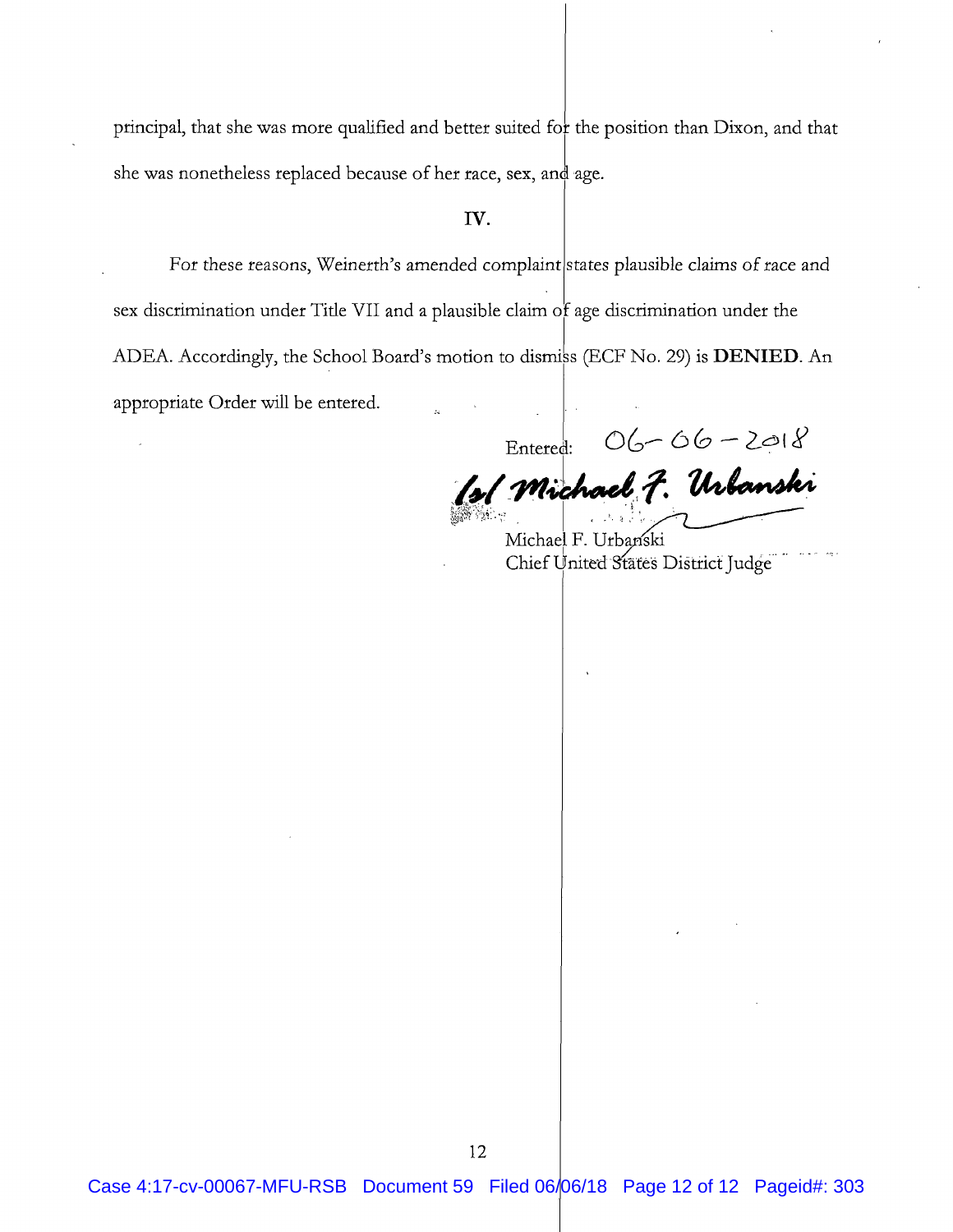principal, that she was more qualified and better suited for the position than Dixon, and that she was nonetheless replaced because of her race, sex, and age.

## IV.

For these reasons, Weinerth's amended complaint states plausible claims of race and sex discrimination under Title VII and a plausible claim of age discrimination under the ADEA. Accordingly, the School Board's motion to dismiss (ECF No. 29) is **DENIED**. An appropriate Order will be entered.

Entered: 06-06-2018

/s/ Michael F. Urbanski

Michael F. Urbanski
Chief United States District Judge